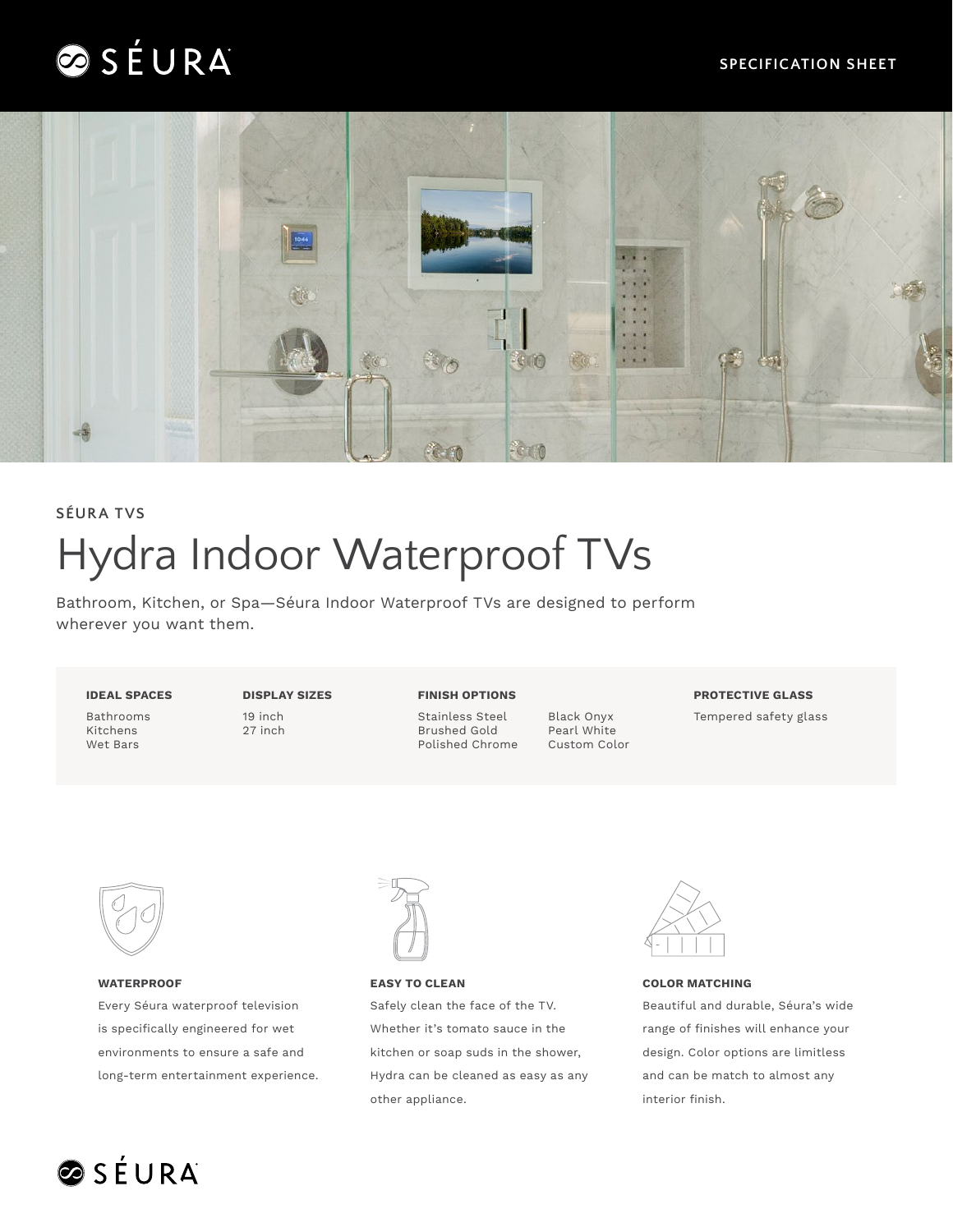SÉURA

SPECIFICATION SHEET

SÉURA TVS

# Hydra Indoor Waterproof TVs

Bathroom, Kitchen, or Spa—Séura Indoor Waterproof TVs are designed to perform wherever you want them.

| IDEAL SPACES | DISPLAY SIZES | FINISH OPTIONS | | PROTECTIVE GLASS |
|---|---|---|---|---|
| Bathrooms | 19 inch | Stainless Steel | Black Onyx | Tempered safety glass |
| Kitchens | 27 inch | Brushed Gold | Pearl White | |
| Wet Bars | | Polished Chrome | Custom Color | |

**WATERPROOF**

Every Séura waterproof television is specifically engineered for wet environments to ensure a safe and long-term entertainment experience.

**EASY TO CLEAN**

Safely clean the face of the TV. Whether it's tomato sauce in the kitchen or soap suds in the shower, Hydra can be cleaned as easy as any other appliance.

**COLOR MATCHING**

Beautiful and durable, Séura's wide range of finishes will enhance your design. Color options are limitless and can be match to almost any interior finish.

SÉURA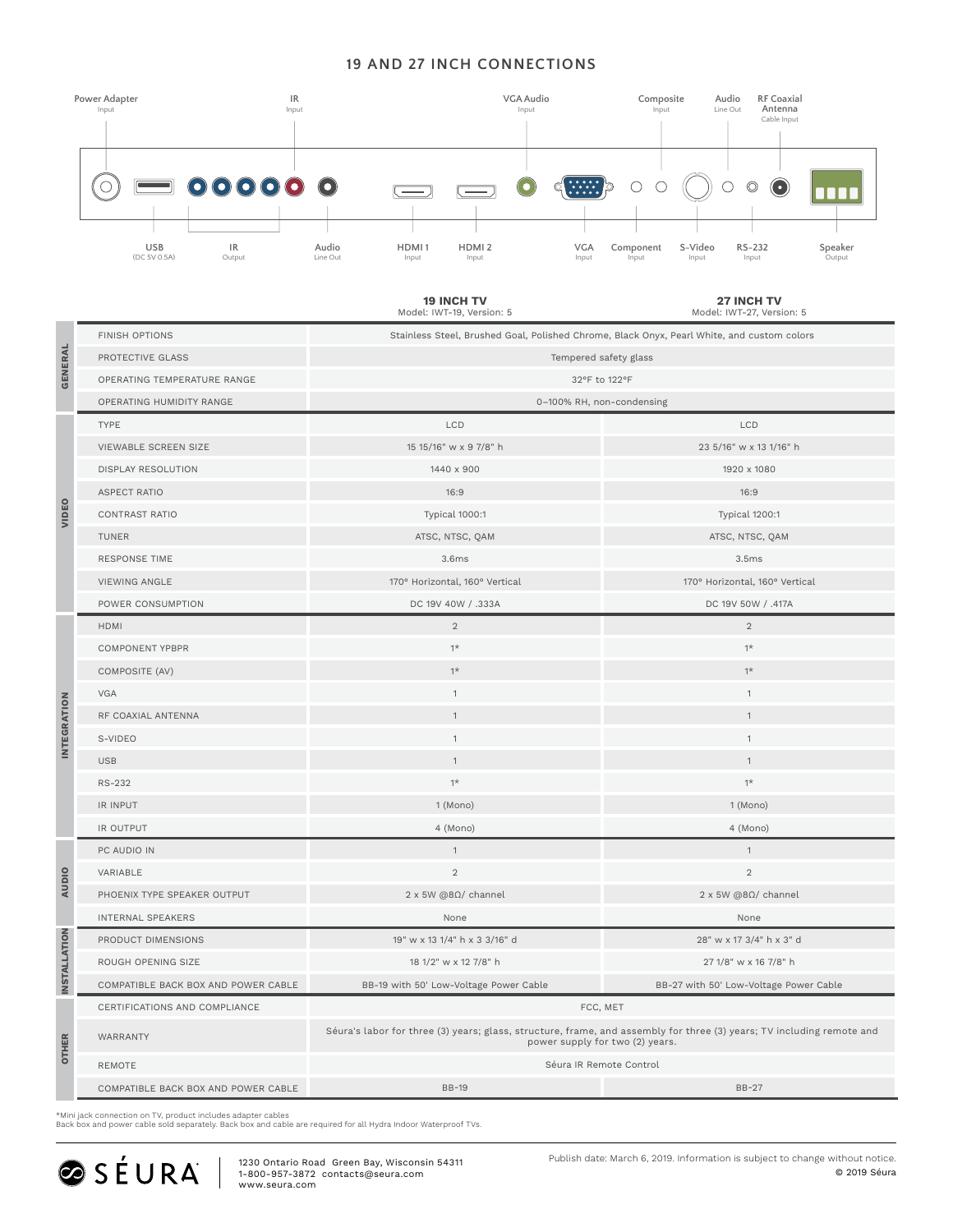## 19 AND 27 INCH CONNECTIONS

Power Adapter
Input

IR
Input

VGA Audio
Input

Composite
Input

Audio
Line Out

RF Coaxial Antenna
Cable Input

USB
(DC 5V 0.5A)

IR
Output

Audio
Line Out

HDMI 1
Input

HDMI 2
Input

VGA
Input

Component
Input

S-Video
Input

RS-232
Input

Speaker
Output

| | | 19 INCH TV<br>Model: IWT-19, Version: 5 | 27 INCH TV<br>Model: IWT-27, Version: 5 |
|---|---|---|---|
| GENERAL | FINISH OPTIONS | Stainless Steel, Brushed Goal, Polished Chrome, Black Onyx, Pearl White, and custom colors | |
| | PROTECTIVE GLASS | Tempered safety glass | |
| | OPERATING TEMPERATURE RANGE | 32°F to 122°F | |
| | OPERATING HUMIDITY RANGE | 0–100% RH, non-condensing | |
| VIDEO | TYPE | LCD | LCD |
| | VIEWABLE SCREEN SIZE | 15 15/16" w x 9 7/8" h | 23 5/16" w x 13 1/16" h |
| | DISPLAY RESOLUTION | 1440 x 900 | 1920 x 1080 |
| | ASPECT RATIO | 16:9 | 16:9 |
| | CONTRAST RATIO | Typical 1000:1 | Typical 1200:1 |
| | TUNER | ATSC, NTSC, QAM | ATSC, NTSC, QAM |
| | RESPONSE TIME | 3.6ms | 3.5ms |
| | VIEWING ANGLE | 170° Horizontal, 160° Vertical | 170° Horizontal, 160° Vertical |
| | POWER CONSUMPTION | DC 19V 40W / .333A | DC 19V 50W / .417A |
| INTEGRATION | HDMI | 2 | 2 |
| | COMPONENT YPBPR | 1* | 1* |
| | COMPOSITE (AV) | 1* | 1* |
| | VGA | 1 | 1 |
| | RF COAXIAL ANTENNA | 1 | 1 |
| | S-VIDEO | 1 | 1 |
| | USB | 1 | 1 |
| | RS-232 | 1* | 1* |
| | IR INPUT | 1 (Mono) | 1 (Mono) |
| | IR OUTPUT | 4 (Mono) | 4 (Mono) |
| AUDIO | PC AUDIO IN | 1 | 1 |
| | VARIABLE | 2 | 2 |
| | PHOENIX TYPE SPEAKER OUTPUT | 2 x 5W @8Ω/ channel | 2 x 5W @8Ω/ channel |
| | INTERNAL SPEAKERS | None | None |
| INSTALLATION | PRODUCT DIMENSIONS | 19" w x 13 1/4" h x 3 3/16" d | 28" w x 17 3/4" h x 3" d |
| | ROUGH OPENING SIZE | 18 1/2" w x 12 7/8" h | 27 1/8" w x 16 7/8" h |
| | COMPATIBLE BACK BOX AND POWER CABLE | BB-19 with 50' Low-Voltage Power Cable | BB-27 with 50' Low-Voltage Power Cable |
| OTHER | CERTIFICATIONS AND COMPLIANCE | FCC, MET | |
| | WARRANTY | Séura's labor for three (3) years; glass, structure, frame, and assembly for three (3) years; TV including remote and power supply for two (2) years. | |
| | REMOTE | Séura IR Remote Control | |
| | COMPATIBLE BACK BOX AND POWER CABLE | BB-19 | BB-27 |

*Mini jack connection on TV, product includes adapter cables
Back box and power cable sold separately. Back box and cable are required for all Hydra Indoor Waterproof TVs.

SÉURA

1230 Ontario Road Green Bay, Wisconsin 54311
1-800-957-3872 contacts@seura.com
www.seura.com

Publish date: March 6, 2019. Information is subject to change without notice.
© 2019 Séura